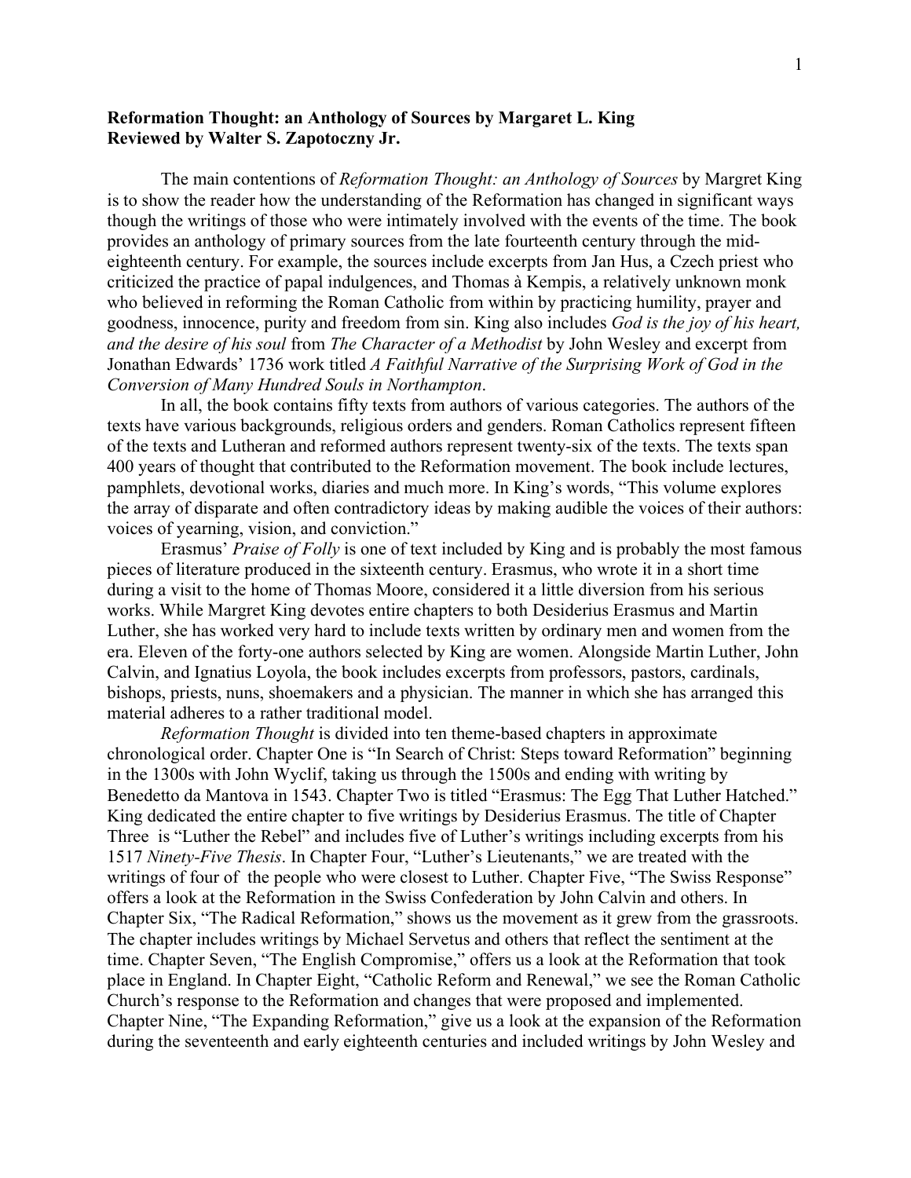**Reformation Thought: an Anthology of Sources by Margaret L. King**
**Reviewed by Walter S. Zapotoczny Jr.**

The main contentions of *Reformation Thought: an Anthology of Sources* by Margret King is to show the reader how the understanding of the Reformation has changed in significant ways though the writings of those who were intimately involved with the events of the time. The book provides an anthology of primary sources from the late fourteenth century through the mid-eighteenth century. For example, the sources include excerpts from Jan Hus, a Czech priest who criticized the practice of papal indulgences, and Thomas à Kempis, a relatively unknown monk who believed in reforming the Roman Catholic from within by practicing humility, prayer and goodness, innocence, purity and freedom from sin. King also includes *God is the joy of his heart, and the desire of his soul* from *The Character of a Methodist* by John Wesley and excerpt from Jonathan Edwards' 1736 work titled *A Faithful Narrative of the Surprising Work of God in the Conversion of Many Hundred Souls in Northampton*.

In all, the book contains fifty texts from authors of various categories. The authors of the texts have various backgrounds, religious orders and genders. Roman Catholics represent fifteen of the texts and Lutheran and reformed authors represent twenty-six of the texts. The texts span 400 years of thought that contributed to the Reformation movement. The book include lectures, pamphlets, devotional works, diaries and much more. In King's words, "This volume explores the array of disparate and often contradictory ideas by making audible the voices of their authors: voices of yearning, vision, and conviction."

Erasmus' *Praise of Folly* is one of text included by King and is probably the most famous pieces of literature produced in the sixteenth century. Erasmus, who wrote it in a short time during a visit to the home of Thomas Moore, considered it a little diversion from his serious works. While Margret King devotes entire chapters to both Desiderius Erasmus and Martin Luther, she has worked very hard to include texts written by ordinary men and women from the era. Eleven of the forty-one authors selected by King are women. Alongside Martin Luther, John Calvin, and Ignatius Loyola, the book includes excerpts from professors, pastors, cardinals, bishops, priests, nuns, shoemakers and a physician. The manner in which she has arranged this material adheres to a rather traditional model.

*Reformation Thought* is divided into ten theme-based chapters in approximate chronological order. Chapter One is "In Search of Christ: Steps toward Reformation" beginning in the 1300s with John Wyclif, taking us through the 1500s and ending with writing by Benedetto da Mantova in 1543. Chapter Two is titled "Erasmus: The Egg That Luther Hatched." King dedicated the entire chapter to five writings by Desiderius Erasmus. The title of Chapter Three is "Luther the Rebel" and includes five of Luther's writings including excerpts from his 1517 *Ninety-Five Thesis*. In Chapter Four, "Luther's Lieutenants," we are treated with the writings of four of the people who were closest to Luther. Chapter Five, "The Swiss Response" offers a look at the Reformation in the Swiss Confederation by John Calvin and others. In Chapter Six, "The Radical Reformation," shows us the movement as it grew from the grassroots. The chapter includes writings by Michael Servetus and others that reflect the sentiment at the time. Chapter Seven, "The English Compromise," offers us a look at the Reformation that took place in England. In Chapter Eight, "Catholic Reform and Renewal," we see the Roman Catholic Church's response to the Reformation and changes that were proposed and implemented. Chapter Nine, "The Expanding Reformation," give us a look at the expansion of the Reformation during the seventeenth and early eighteenth centuries and included writings by John Wesley and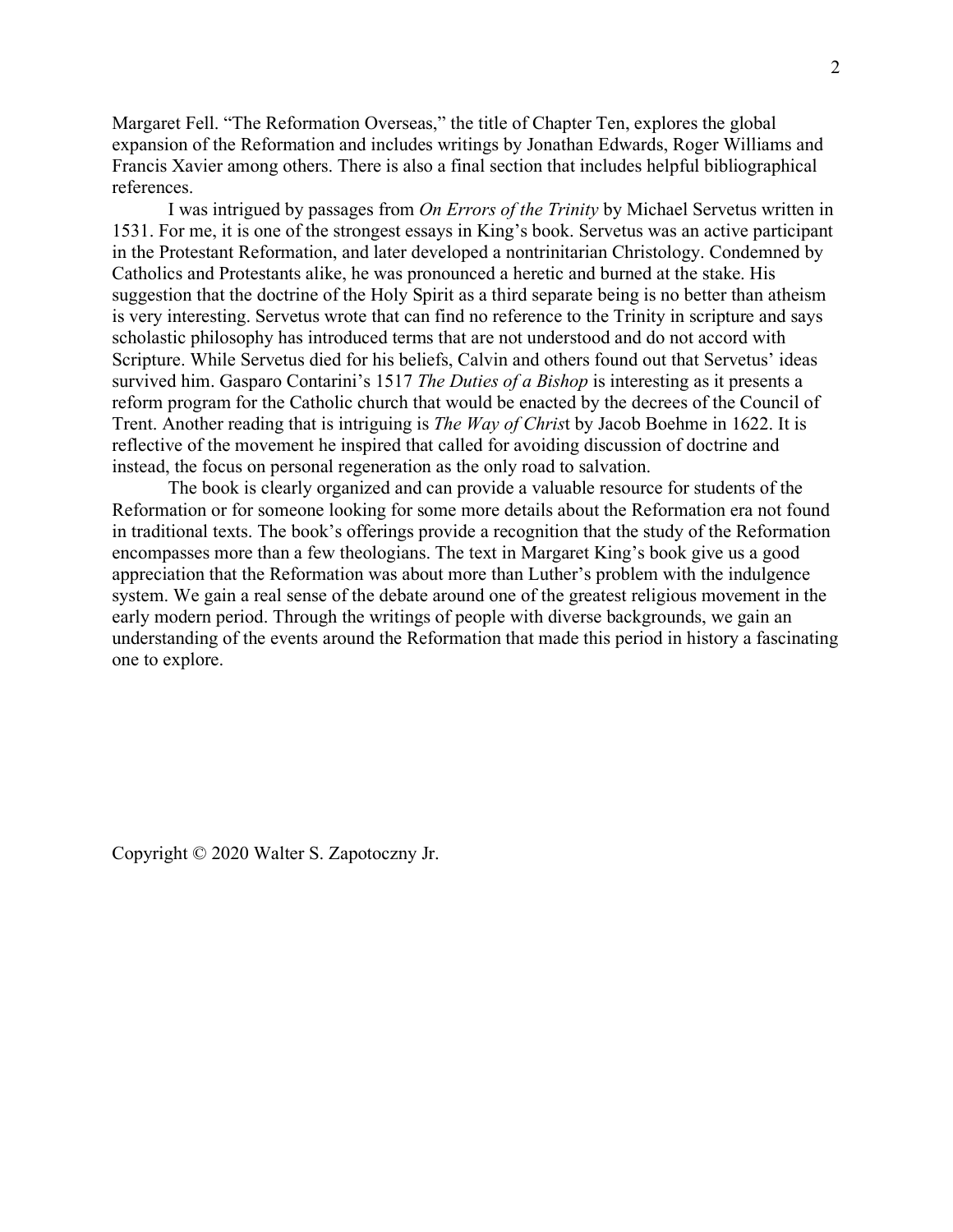Margaret Fell. "The Reformation Overseas," the title of Chapter Ten, explores the global expansion of the Reformation and includes writings by Jonathan Edwards, Roger Williams and Francis Xavier among others. There is also a final section that includes helpful bibliographical references.

I was intrigued by passages from *On Errors of the Trinity* by Michael Servetus written in 1531. For me, it is one of the strongest essays in King's book. Servetus was an active participant in the Protestant Reformation, and later developed a nontrinitarian Christology. Condemned by Catholics and Protestants alike, he was pronounced a heretic and burned at the stake. His suggestion that the doctrine of the Holy Spirit as a third separate being is no better than atheism is very interesting. Servetus wrote that can find no reference to the Trinity in scripture and says scholastic philosophy has introduced terms that are not understood and do not accord with Scripture. While Servetus died for his beliefs, Calvin and others found out that Servetus' ideas survived him. Gasparo Contarini's 1517 *The Duties of a Bishop* is interesting as it presents a reform program for the Catholic church that would be enacted by the decrees of the Council of Trent. Another reading that is intriguing is *The Way of Christ* by Jacob Boehme in 1622. It is reflective of the movement he inspired that called for avoiding discussion of doctrine and instead, the focus on personal regeneration as the only road to salvation.

The book is clearly organized and can provide a valuable resource for students of the Reformation or for someone looking for some more details about the Reformation era not found in traditional texts. The book's offerings provide a recognition that the study of the Reformation encompasses more than a few theologians. The text in Margaret King's book give us a good appreciation that the Reformation was about more than Luther's problem with the indulgence system. We gain a real sense of the debate around one of the greatest religious movement in the early modern period. Through the writings of people with diverse backgrounds, we gain an understanding of the events around the Reformation that made this period in history a fascinating one to explore.

Copyright © 2020 Walter S. Zapotoczny Jr.